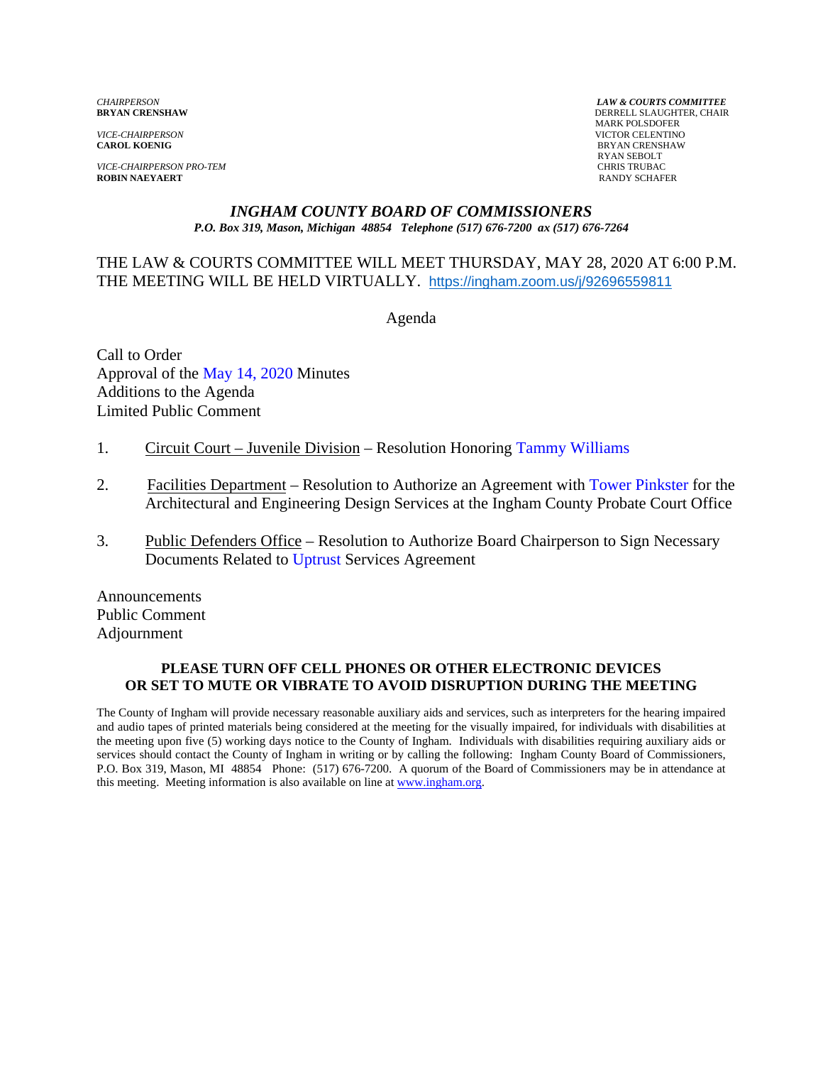*CHAIRPERSON*
**BRYAN CRENSHAW**

*VICE-CHAIRPERSON*
**CAROL KOENIG**

*VICE-CHAIRPERSON PRO-TEM*
**ROBIN NAEYAERT**

***LAW & COURTS COMMITTEE***
DERRELL SLAUGHTER, CHAIR
MARK POLSDOFER
VICTOR CELENTINO
BRYAN CRENSHAW
RYAN SEBOLT
CHRIS TRUBAC
RANDY SCHAFER

## *INGHAM COUNTY BOARD OF COMMISSIONERS*

***P.O. Box 319, Mason, Michigan 48854 Telephone (517) 676-7200 ax (517) 676-7264***

THE LAW & COURTS COMMITTEE WILL MEET THURSDAY, MAY 28, 2020 AT 6:00 P.M. THE MEETING WILL BE HELD VIRTUALLY. https://ingham.zoom.us/j/92696559811

Agenda

Call to Order
Approval of the May 14, 2020 Minutes
Additions to the Agenda
Limited Public Comment

1. Circuit Court – Juvenile Division – Resolution Honoring Tammy Williams

2. Facilities Department – Resolution to Authorize an Agreement with Tower Pinkster for the Architectural and Engineering Design Services at the Ingham County Probate Court Office

3. Public Defenders Office – Resolution to Authorize Board Chairperson to Sign Necessary Documents Related to Uptrust Services Agreement

Announcements
Public Comment
Adjournment

**PLEASE TURN OFF CELL PHONES OR OTHER ELECTRONIC DEVICES OR SET TO MUTE OR VIBRATE TO AVOID DISRUPTION DURING THE MEETING**

The County of Ingham will provide necessary reasonable auxiliary aids and services, such as interpreters for the hearing impaired and audio tapes of printed materials being considered at the meeting for the visually impaired, for individuals with disabilities at the meeting upon five (5) working days notice to the County of Ingham. Individuals with disabilities requiring auxiliary aids or services should contact the County of Ingham in writing or by calling the following: Ingham County Board of Commissioners, P.O. Box 319, Mason, MI 48854 Phone: (517) 676-7200. A quorum of the Board of Commissioners may be in attendance at this meeting. Meeting information is also available on line at www.ingham.org.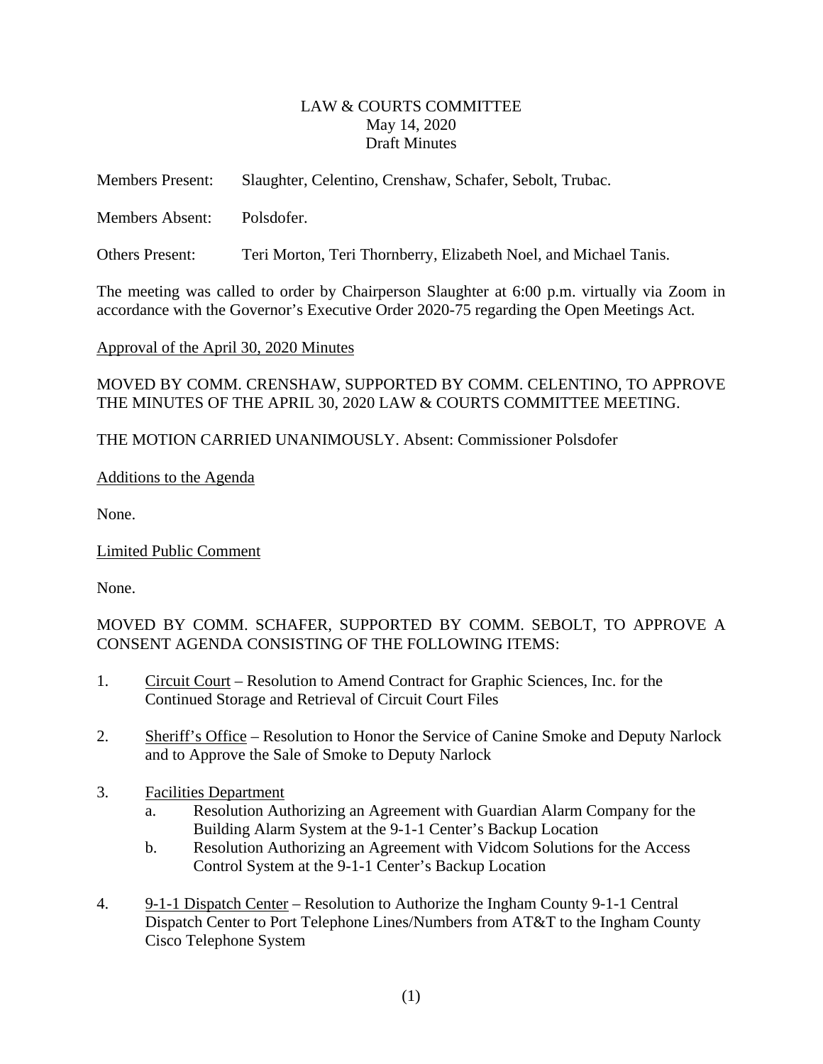LAW & COURTS COMMITTEE
May 14, 2020
Draft Minutes

Members Present: Slaughter, Celentino, Crenshaw, Schafer, Sebolt, Trubac.

Members Absent: Polsdofer.

Others Present: Teri Morton, Teri Thornberry, Elizabeth Noel, and Michael Tanis.

The meeting was called to order by Chairperson Slaughter at 6:00 p.m. virtually via Zoom in accordance with the Governor's Executive Order 2020-75 regarding the Open Meetings Act.

Approval of the April 30, 2020 Minutes

MOVED BY COMM. CRENSHAW, SUPPORTED BY COMM. CELENTINO, TO APPROVE THE MINUTES OF THE APRIL 30, 2020 LAW & COURTS COMMITTEE MEETING.

THE MOTION CARRIED UNANIMOUSLY. Absent: Commissioner Polsdofer

Additions to the Agenda

None.

Limited Public Comment

None.

MOVED BY COMM. SCHAFER, SUPPORTED BY COMM. SEBOLT, TO APPROVE A CONSENT AGENDA CONSISTING OF THE FOLLOWING ITEMS:

1. Circuit Court – Resolution to Amend Contract for Graphic Sciences, Inc. for the Continued Storage and Retrieval of Circuit Court Files

2. Sheriff's Office – Resolution to Honor the Service of Canine Smoke and Deputy Narlock and to Approve the Sale of Smoke to Deputy Narlock

3. Facilities Department
   a. Resolution Authorizing an Agreement with Guardian Alarm Company for the Building Alarm System at the 9-1-1 Center's Backup Location
   b. Resolution Authorizing an Agreement with Vidcom Solutions for the Access Control System at the 9-1-1 Center's Backup Location

4. 9-1-1 Dispatch Center – Resolution to Authorize the Ingham County 9-1-1 Central Dispatch Center to Port Telephone Lines/Numbers from AT&T to the Ingham County Cisco Telephone System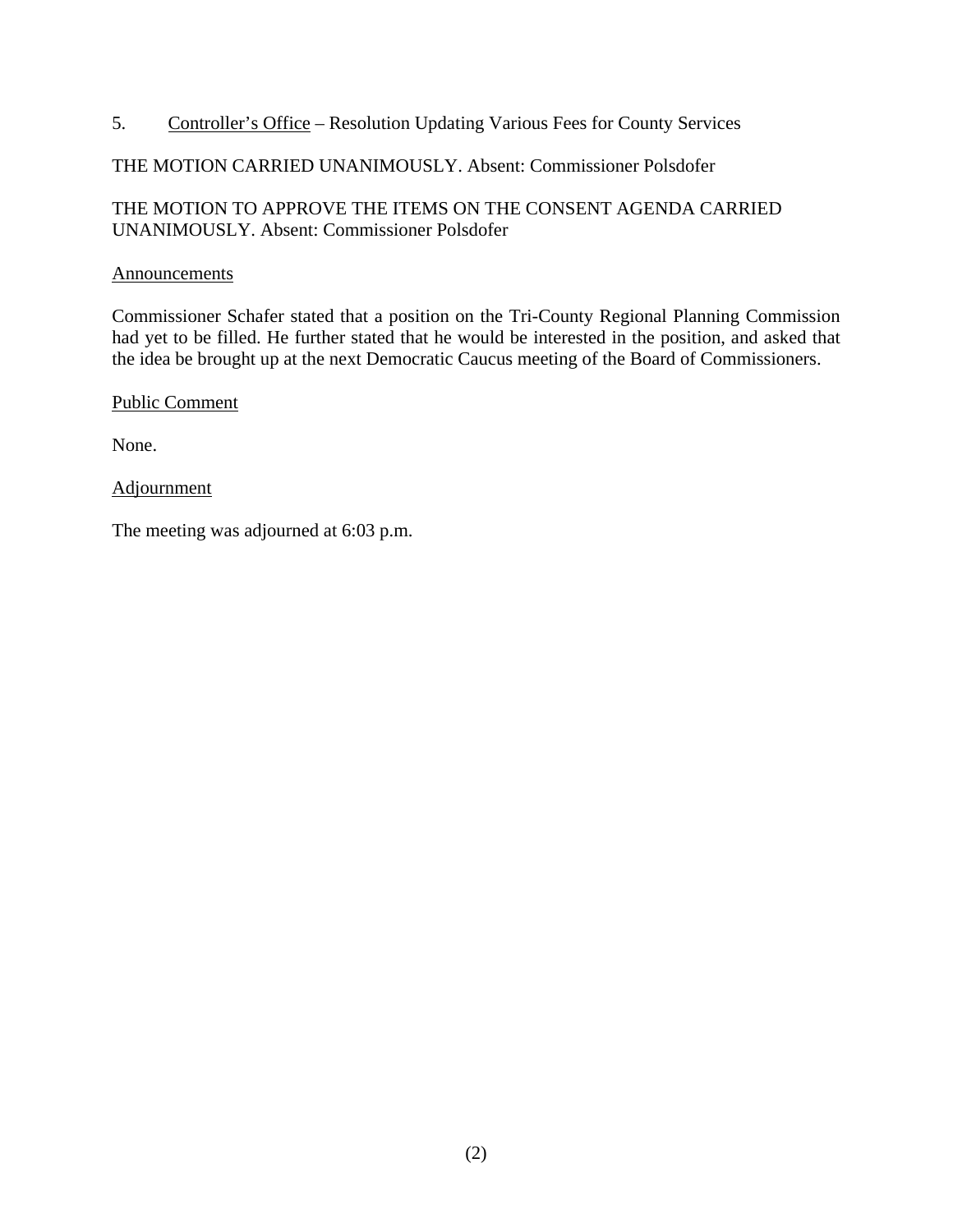5. Controller's Office – Resolution Updating Various Fees for County Services

THE MOTION CARRIED UNANIMOUSLY. Absent: Commissioner Polsdofer

THE MOTION TO APPROVE THE ITEMS ON THE CONSENT AGENDA CARRIED UNANIMOUSLY. Absent: Commissioner Polsdofer

Announcements

Commissioner Schafer stated that a position on the Tri-County Regional Planning Commission had yet to be filled. He further stated that he would be interested in the position, and asked that the idea be brought up at the next Democratic Caucus meeting of the Board of Commissioners.

Public Comment

None.

Adjournment

The meeting was adjourned at 6:03 p.m.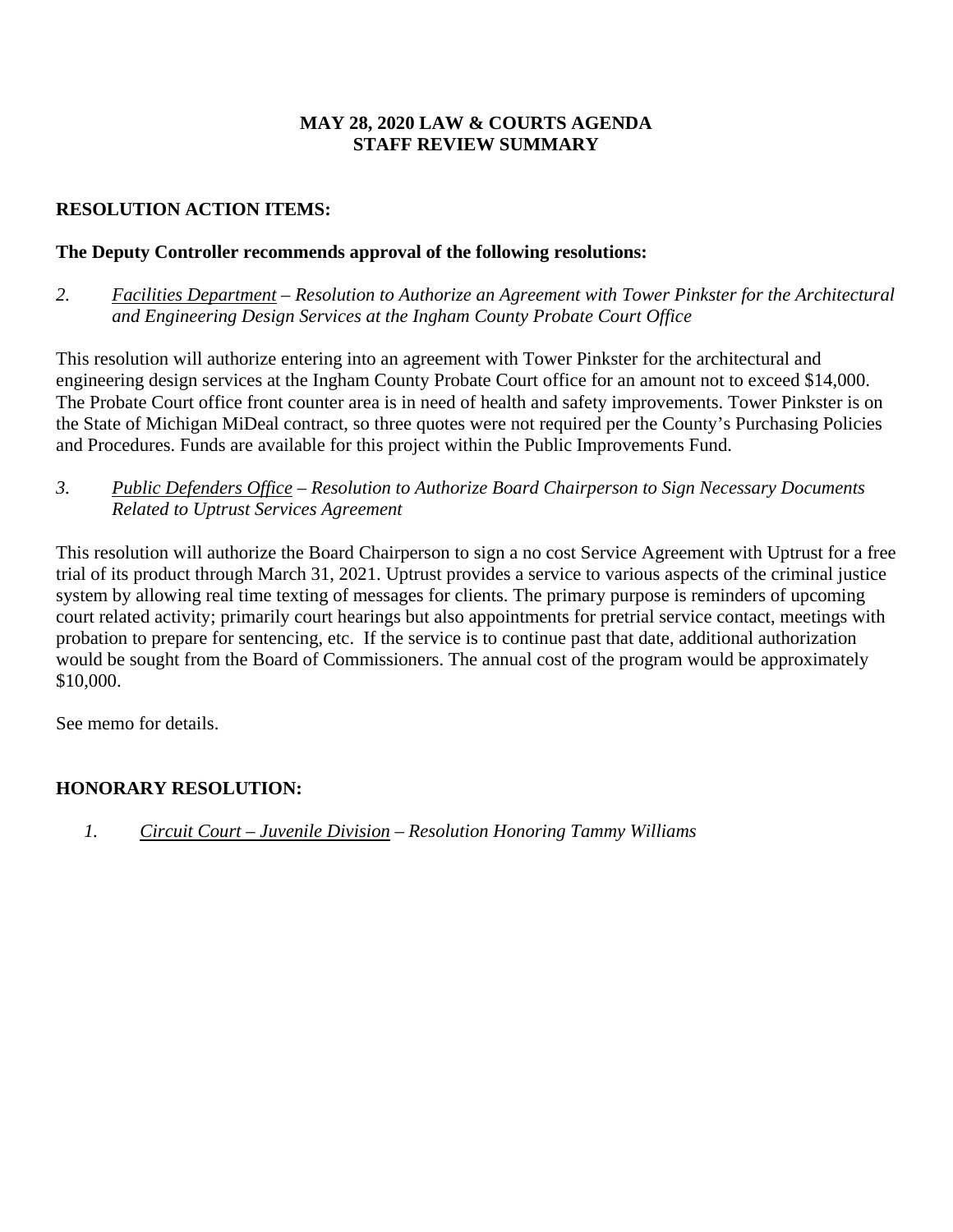**MAY 28, 2020 LAW & COURTS AGENDA**
**STAFF REVIEW SUMMARY**

**RESOLUTION ACTION ITEMS:**

**The Deputy Controller recommends approval of the following resolutions:**

2. *Facilities Department – Resolution to Authorize an Agreement with Tower Pinkster for the Architectural and Engineering Design Services at the Ingham County Probate Court Office*

This resolution will authorize entering into an agreement with Tower Pinkster for the architectural and engineering design services at the Ingham County Probate Court office for an amount not to exceed $14,000. The Probate Court office front counter area is in need of health and safety improvements. Tower Pinkster is on the State of Michigan MiDeal contract, so three quotes were not required per the County's Purchasing Policies and Procedures. Funds are available for this project within the Public Improvements Fund.

3. *Public Defenders Office – Resolution to Authorize Board Chairperson to Sign Necessary Documents Related to Uptrust Services Agreement*

This resolution will authorize the Board Chairperson to sign a no cost Service Agreement with Uptrust for a free trial of its product through March 31, 2021. Uptrust provides a service to various aspects of the criminal justice system by allowing real time texting of messages for clients. The primary purpose is reminders of upcoming court related activity; primarily court hearings but also appointments for pretrial service contact, meetings with probation to prepare for sentencing, etc. If the service is to continue past that date, additional authorization would be sought from the Board of Commissioners. The annual cost of the program would be approximately $10,000.

See memo for details.

**HONORARY RESOLUTION:**

1. *Circuit Court – Juvenile Division – Resolution Honoring Tammy Williams*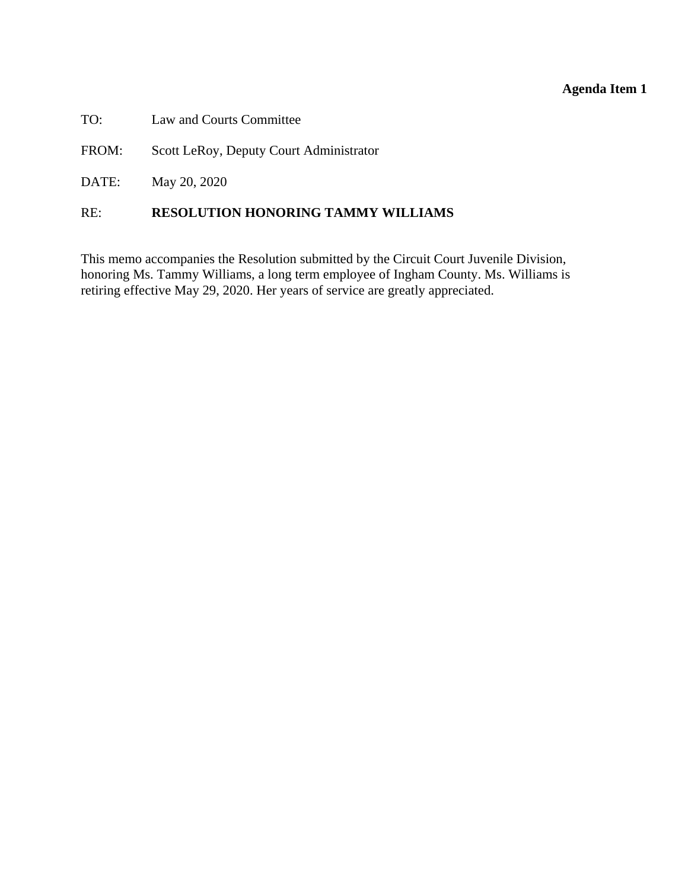**Agenda Item 1**

TO: Law and Courts Committee

FROM: Scott LeRoy, Deputy Court Administrator

DATE: May 20, 2020

RE: **RESOLUTION HONORING TAMMY WILLIAMS**

This memo accompanies the Resolution submitted by the Circuit Court Juvenile Division, honoring Ms. Tammy Williams, a long term employee of Ingham County. Ms. Williams is retiring effective May 29, 2020. Her years of service are greatly appreciated.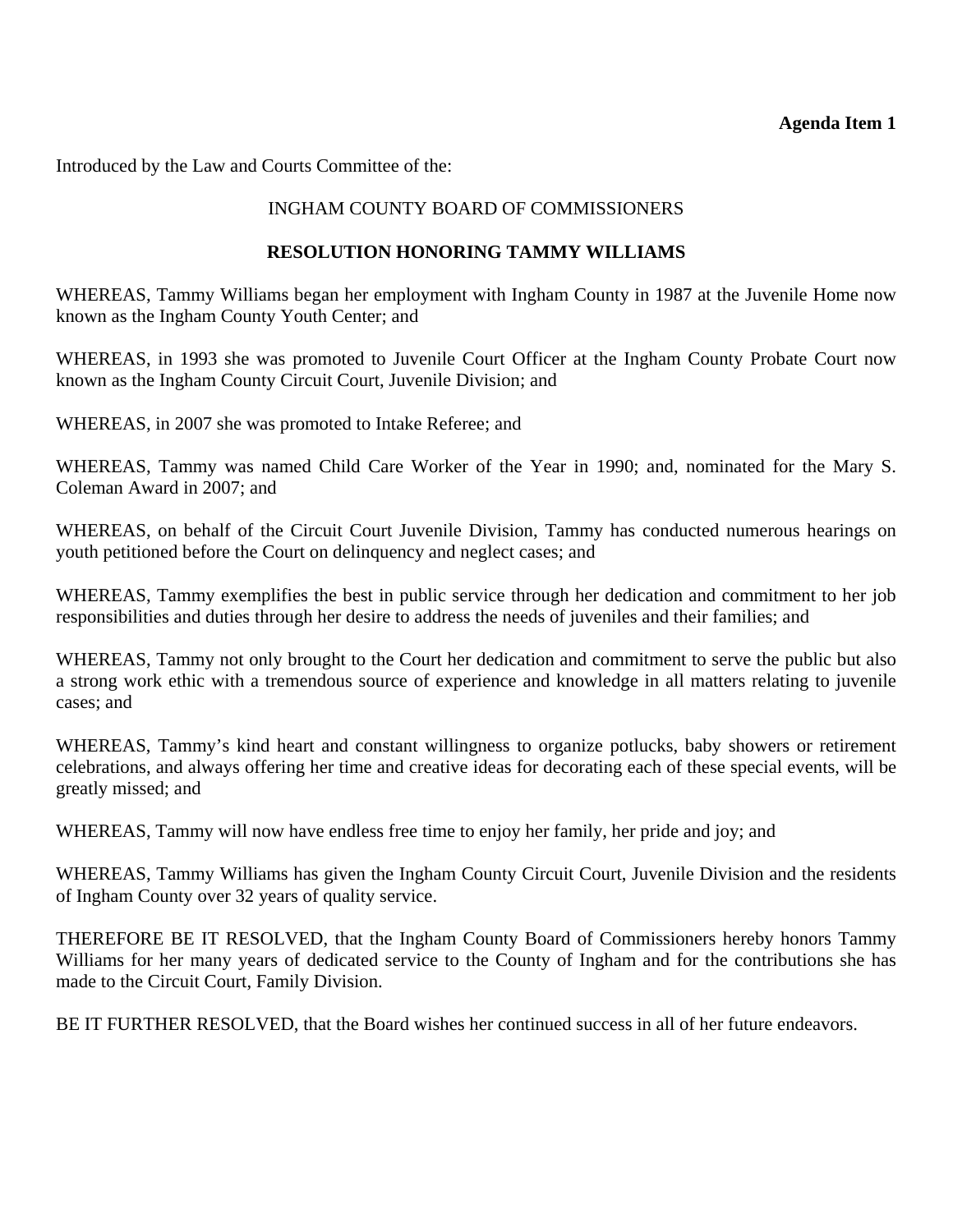**Agenda Item 1**

Introduced by the Law and Courts Committee of the:

INGHAM COUNTY BOARD OF COMMISSIONERS

**RESOLUTION HONORING TAMMY WILLIAMS**

WHEREAS, Tammy Williams began her employment with Ingham County in 1987 at the Juvenile Home now known as the Ingham County Youth Center; and

WHEREAS, in 1993 she was promoted to Juvenile Court Officer at the Ingham County Probate Court now known as the Ingham County Circuit Court, Juvenile Division; and

WHEREAS, in 2007 she was promoted to Intake Referee; and

WHEREAS, Tammy was named Child Care Worker of the Year in 1990; and, nominated for the Mary S. Coleman Award in 2007; and

WHEREAS, on behalf of the Circuit Court Juvenile Division, Tammy has conducted numerous hearings on youth petitioned before the Court on delinquency and neglect cases; and

WHEREAS, Tammy exemplifies the best in public service through her dedication and commitment to her job responsibilities and duties through her desire to address the needs of juveniles and their families; and

WHEREAS, Tammy not only brought to the Court her dedication and commitment to serve the public but also a strong work ethic with a tremendous source of experience and knowledge in all matters relating to juvenile cases; and

WHEREAS, Tammy's kind heart and constant willingness to organize potlucks, baby showers or retirement celebrations, and always offering her time and creative ideas for decorating each of these special events, will be greatly missed; and

WHEREAS, Tammy will now have endless free time to enjoy her family, her pride and joy; and

WHEREAS, Tammy Williams has given the Ingham County Circuit Court, Juvenile Division and the residents of Ingham County over 32 years of quality service.

THEREFORE BE IT RESOLVED, that the Ingham County Board of Commissioners hereby honors Tammy Williams for her many years of dedicated service to the County of Ingham and for the contributions she has made to the Circuit Court, Family Division.

BE IT FURTHER RESOLVED, that the Board wishes her continued success in all of her future endeavors.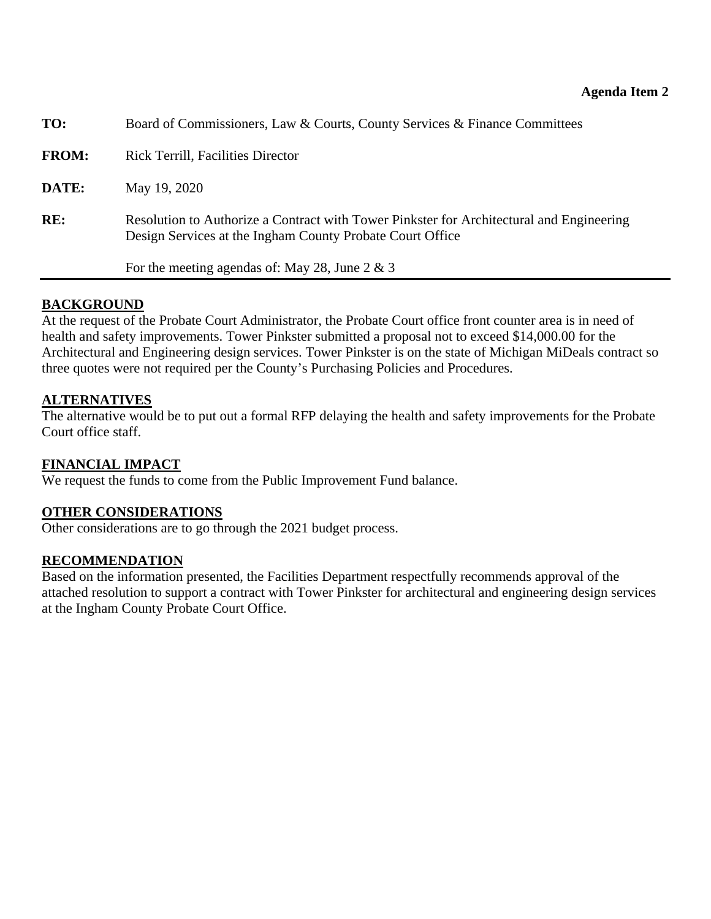**Agenda Item 2**

**TO:** Board of Commissioners, Law & Courts, County Services & Finance Committees

**FROM:** Rick Terrill, Facilities Director

**DATE:** May 19, 2020

**RE:** Resolution to Authorize a Contract with Tower Pinkster for Architectural and Engineering Design Services at the Ingham County Probate Court Office

For the meeting agendas of: May 28, June 2 & 3

---

**BACKGROUND**

At the request of the Probate Court Administrator, the Probate Court office front counter area is in need of health and safety improvements. Tower Pinkster submitted a proposal not to exceed $14,000.00 for the Architectural and Engineering design services. Tower Pinkster is on the state of Michigan MiDeals contract so three quotes were not required per the County's Purchasing Policies and Procedures.

**ALTERNATIVES**

The alternative would be to put out a formal RFP delaying the health and safety improvements for the Probate Court office staff.

**FINANCIAL IMPACT**

We request the funds to come from the Public Improvement Fund balance.

**OTHER CONSIDERATIONS**

Other considerations are to go through the 2021 budget process.

**RECOMMENDATION**

Based on the information presented, the Facilities Department respectfully recommends approval of the attached resolution to support a contract with Tower Pinkster for architectural and engineering design services at the Ingham County Probate Court Office.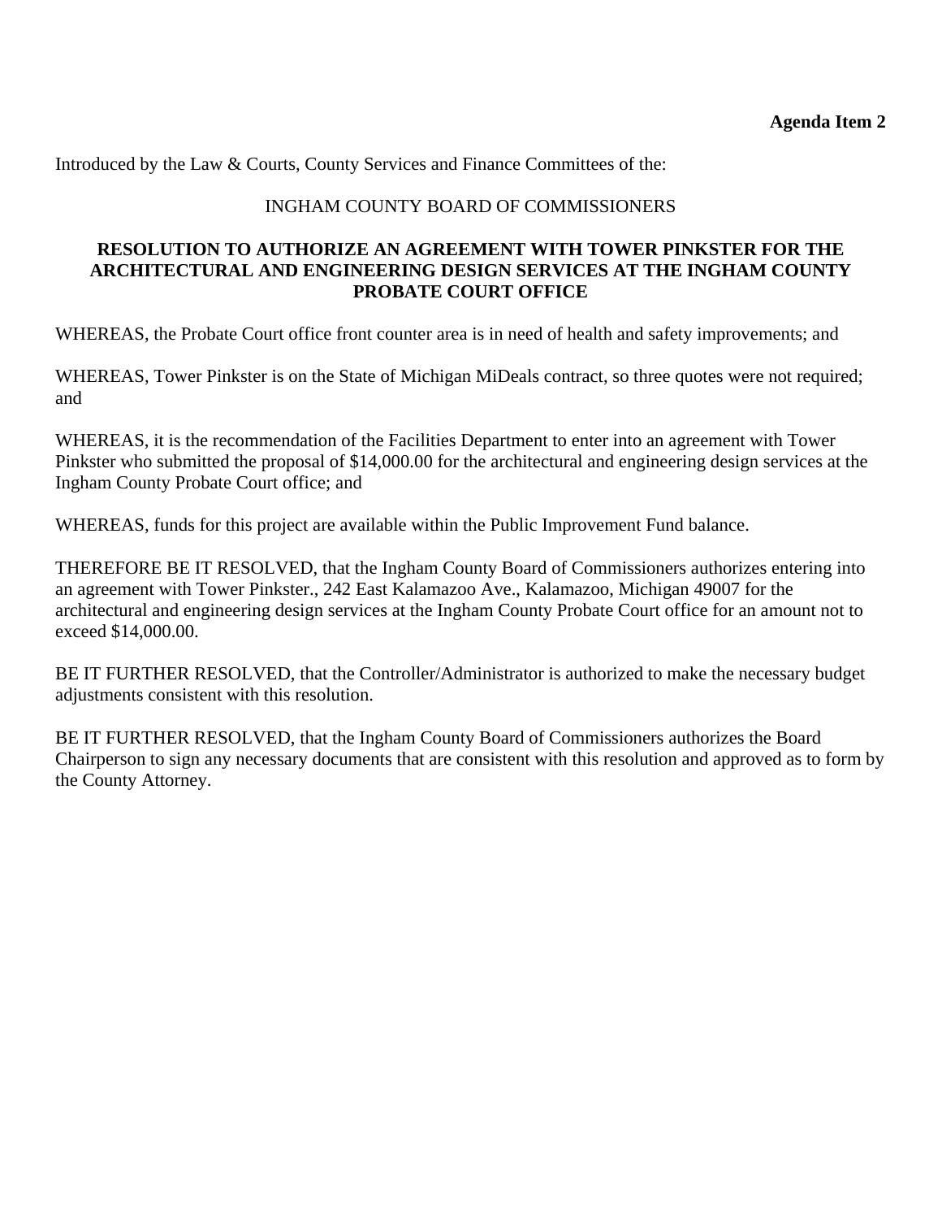**Agenda Item 2**

Introduced by the Law & Courts, County Services and Finance Committees of the:

INGHAM COUNTY BOARD OF COMMISSIONERS

**RESOLUTION TO AUTHORIZE AN AGREEMENT WITH TOWER PINKSTER FOR THE ARCHITECTURAL AND ENGINEERING DESIGN SERVICES AT THE INGHAM COUNTY PROBATE COURT OFFICE**

WHEREAS, the Probate Court office front counter area is in need of health and safety improvements; and

WHEREAS, Tower Pinkster is on the State of Michigan MiDeals contract, so three quotes were not required; and

WHEREAS, it is the recommendation of the Facilities Department to enter into an agreement with Tower Pinkster who submitted the proposal of $14,000.00 for the architectural and engineering design services at the Ingham County Probate Court office; and

WHEREAS, funds for this project are available within the Public Improvement Fund balance.

THEREFORE BE IT RESOLVED, that the Ingham County Board of Commissioners authorizes entering into an agreement with Tower Pinkster., 242 East Kalamazoo Ave., Kalamazoo, Michigan 49007 for the architectural and engineering design services at the Ingham County Probate Court office for an amount not to exceed $14,000.00.

BE IT FURTHER RESOLVED, that the Controller/Administrator is authorized to make the necessary budget adjustments consistent with this resolution.

BE IT FURTHER RESOLVED, that the Ingham County Board of Commissioners authorizes the Board Chairperson to sign any necessary documents that are consistent with this resolution and approved as to form by the County Attorney.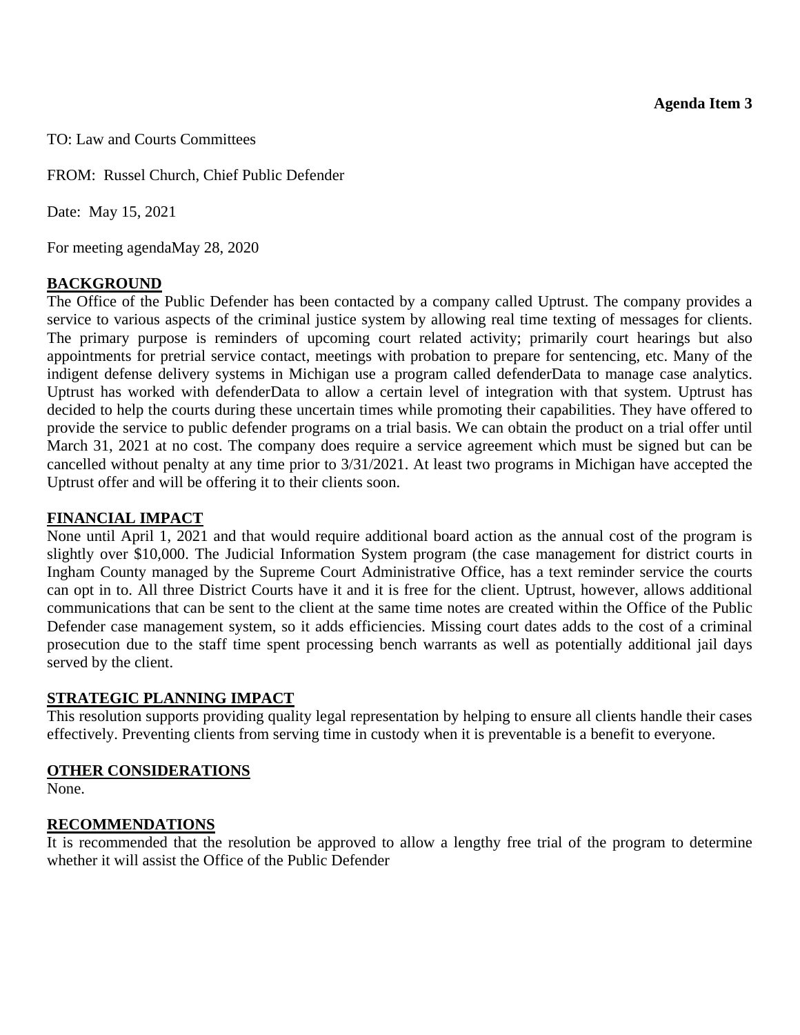**Agenda Item 3**

TO: Law and Courts Committees

FROM: Russel Church, Chief Public Defender

Date: May 15, 2021

For meeting agendaMay 28, 2020

## BACKGROUND

The Office of the Public Defender has been contacted by a company called Uptrust. The company provides a service to various aspects of the criminal justice system by allowing real time texting of messages for clients. The primary purpose is reminders of upcoming court related activity; primarily court hearings but also appointments for pretrial service contact, meetings with probation to prepare for sentencing, etc. Many of the indigent defense delivery systems in Michigan use a program called defenderData to manage case analytics. Uptrust has worked with defenderData to allow a certain level of integration with that system. Uptrust has decided to help the courts during these uncertain times while promoting their capabilities. They have offered to provide the service to public defender programs on a trial basis. We can obtain the product on a trial offer until March 31, 2021 at no cost. The company does require a service agreement which must be signed but can be cancelled without penalty at any time prior to 3/31/2021. At least two programs in Michigan have accepted the Uptrust offer and will be offering it to their clients soon.

## FINANCIAL IMPACT

None until April 1, 2021 and that would require additional board action as the annual cost of the program is slightly over $10,000. The Judicial Information System program (the case management for district courts in Ingham County managed by the Supreme Court Administrative Office, has a text reminder service the courts can opt in to. All three District Courts have it and it is free for the client. Uptrust, however, allows additional communications that can be sent to the client at the same time notes are created within the Office of the Public Defender case management system, so it adds efficiencies. Missing court dates adds to the cost of a criminal prosecution due to the staff time spent processing bench warrants as well as potentially additional jail days served by the client.

## STRATEGIC PLANNING IMPACT

This resolution supports providing quality legal representation by helping to ensure all clients handle their cases effectively. Preventing clients from serving time in custody when it is preventable is a benefit to everyone.

## OTHER CONSIDERATIONS

None.

## RECOMMENDATIONS

It is recommended that the resolution be approved to allow a lengthy free trial of the program to determine whether it will assist the Office of the Public Defender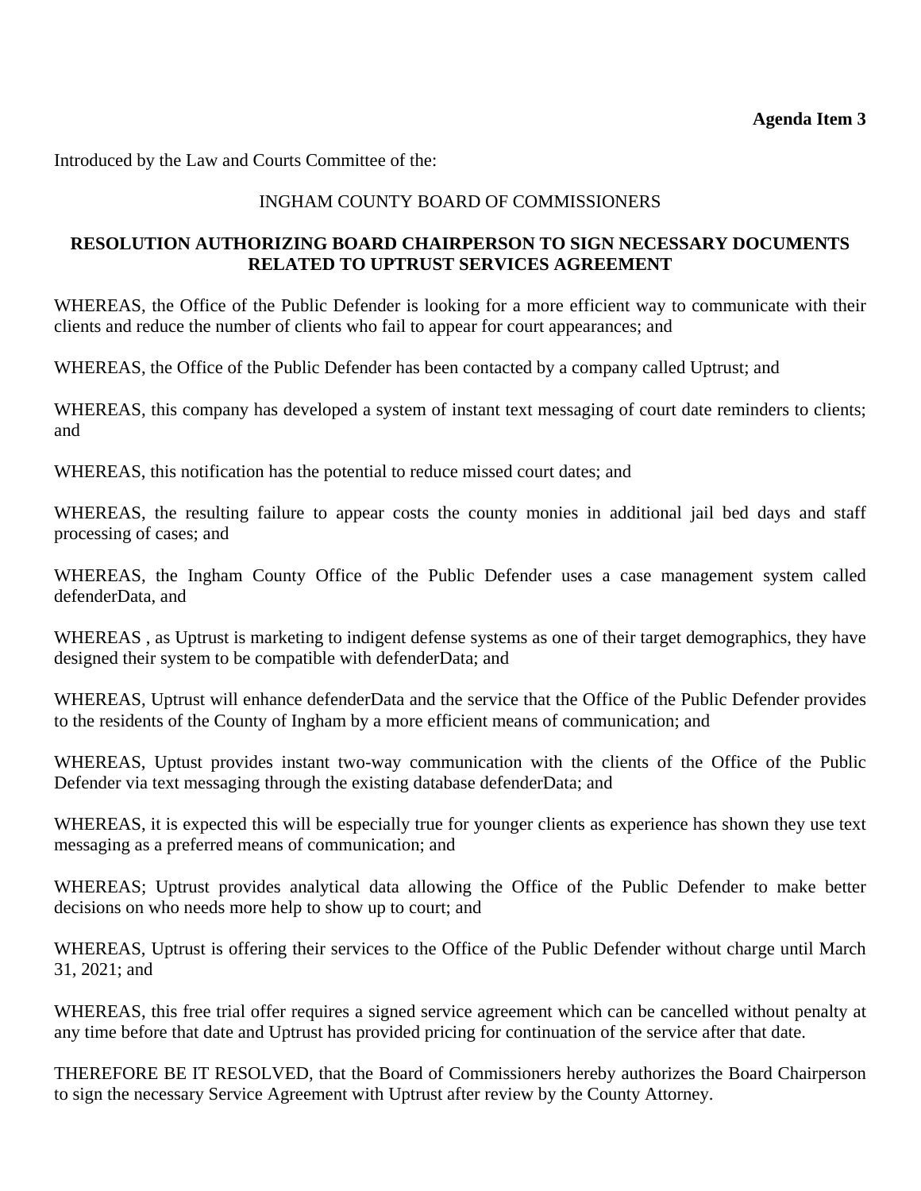**Agenda Item 3**

Introduced by the Law and Courts Committee of the:

INGHAM COUNTY BOARD OF COMMISSIONERS

**RESOLUTION AUTHORIZING BOARD CHAIRPERSON TO SIGN NECESSARY DOCUMENTS RELATED TO UPTRUST SERVICES AGREEMENT**

WHEREAS, the Office of the Public Defender is looking for a more efficient way to communicate with their clients and reduce the number of clients who fail to appear for court appearances; and

WHEREAS, the Office of the Public Defender has been contacted by a company called Uptrust; and

WHEREAS, this company has developed a system of instant text messaging of court date reminders to clients; and

WHEREAS, this notification has the potential to reduce missed court dates; and

WHEREAS, the resulting failure to appear costs the county monies in additional jail bed days and staff processing of cases; and

WHEREAS, the Ingham County Office of the Public Defender uses a case management system called defenderData, and

WHEREAS , as Uptrust is marketing to indigent defense systems as one of their target demographics, they have designed their system to be compatible with defenderData; and

WHEREAS, Uptrust will enhance defenderData and the service that the Office of the Public Defender provides to the residents of the County of Ingham by a more efficient means of communication; and

WHEREAS, Uptust provides instant two-way communication with the clients of the Office of the Public Defender via text messaging through the existing database defenderData; and

WHEREAS, it is expected this will be especially true for younger clients as experience has shown they use text messaging as a preferred means of communication; and

WHEREAS; Uptrust provides analytical data allowing the Office of the Public Defender to make better decisions on who needs more help to show up to court; and

WHEREAS, Uptrust is offering their services to the Office of the Public Defender without charge until March 31, 2021; and

WHEREAS, this free trial offer requires a signed service agreement which can be cancelled without penalty at any time before that date and Uptrust has provided pricing for continuation of the service after that date.

THEREFORE BE IT RESOLVED, that the Board of Commissioners hereby authorizes the Board Chairperson to sign the necessary Service Agreement with Uptrust after review by the County Attorney.